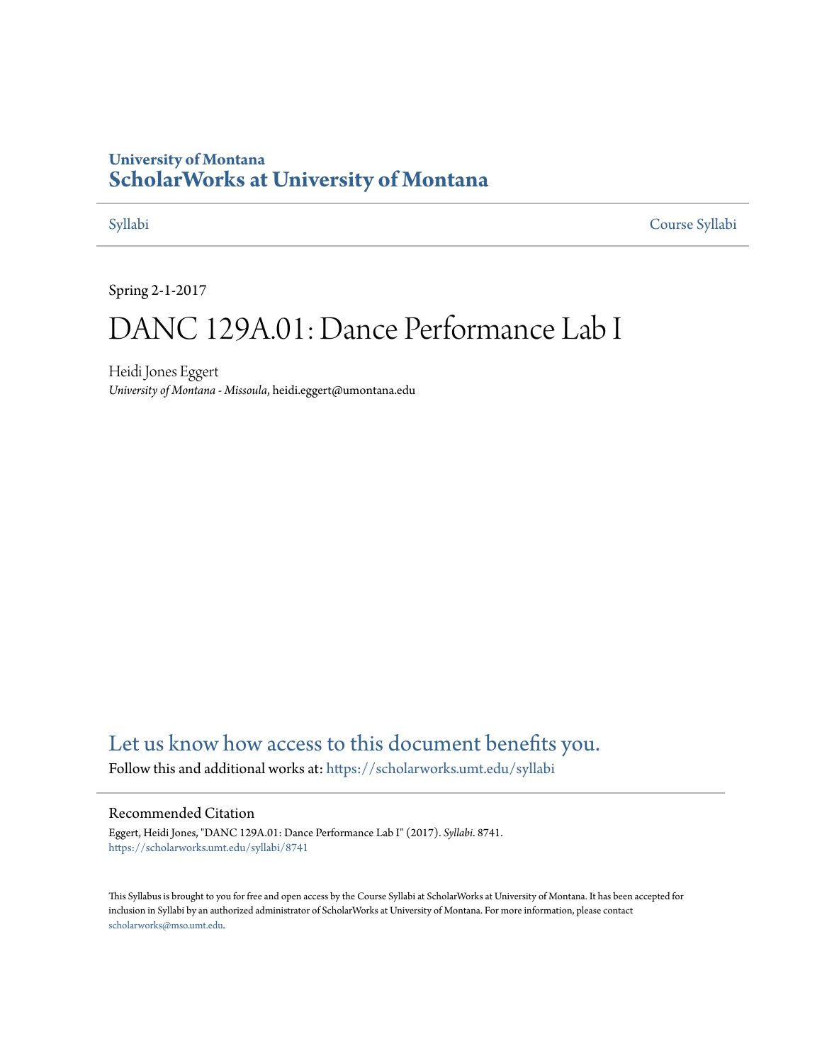University of Montana

# ScholarWorks at University of Montana

Syllabi — Course Syllabi

Spring 2-1-2017

# DANC 129A.01: Dance Performance Lab I

Heidi Jones Eggert

*University of Montana - Missoula*, heidi.eggert@umontana.edu

Let us know how access to this document benefits you.

Follow this and additional works at: https://scholarworks.umt.edu/syllabi

## Recommended Citation

Eggert, Heidi Jones, "DANC 129A.01: Dance Performance Lab I" (2017). *Syllabi*. 8741.
https://scholarworks.umt.edu/syllabi/8741

This Syllabus is brought to you for free and open access by the Course Syllabi at ScholarWorks at University of Montana. It has been accepted for inclusion in Syllabi by an authorized administrator of ScholarWorks at University of Montana. For more information, please contact scholarworks@mso.umt.edu.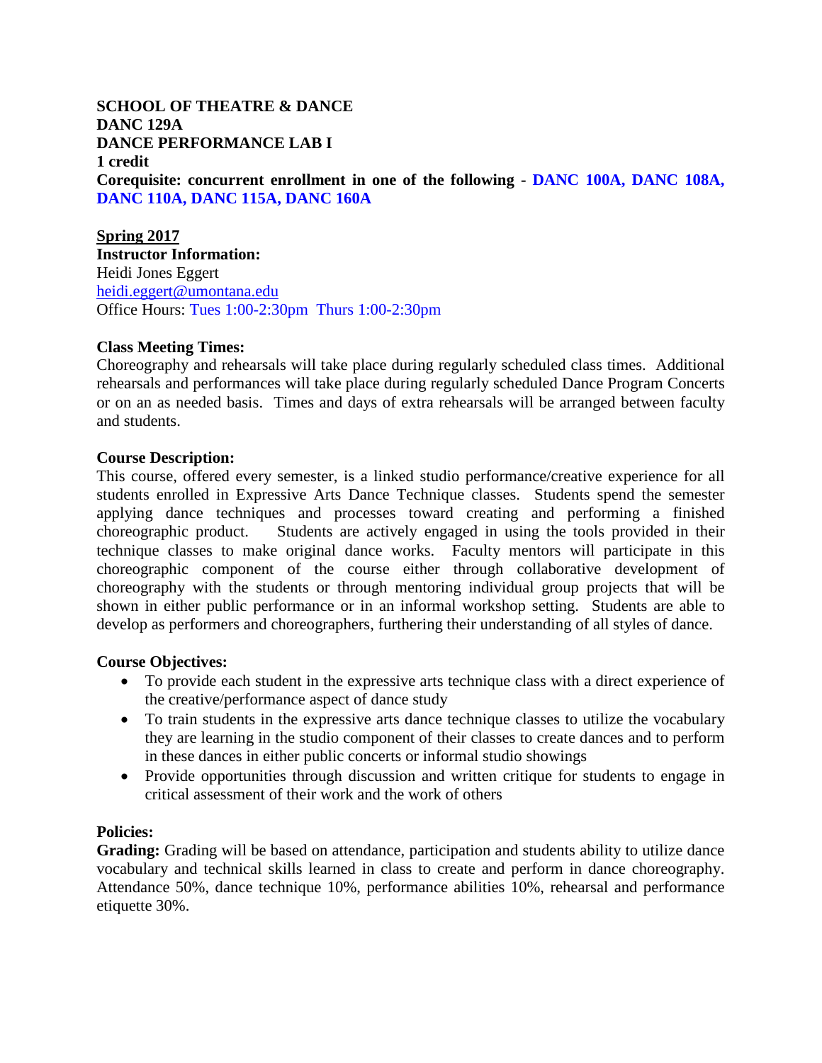**SCHOOL OF THEATRE & DANCE**
**DANC 129A**
**DANCE PERFORMANCE LAB I**
**1 credit**
**Corequisite: concurrent enrollment in one of the following - DANC 100A, DANC 108A, DANC 110A, DANC 115A, DANC 160A**

**Spring 2017**
**Instructor Information:**
Heidi Jones Eggert
heidi.eggert@umontana.edu
Office Hours: Tues 1:00-2:30pm Thurs 1:00-2:30pm

**Class Meeting Times:**
Choreography and rehearsals will take place during regularly scheduled class times. Additional rehearsals and performances will take place during regularly scheduled Dance Program Concerts or on an as needed basis. Times and days of extra rehearsals will be arranged between faculty and students.

**Course Description:**
This course, offered every semester, is a linked studio performance/creative experience for all students enrolled in Expressive Arts Dance Technique classes. Students spend the semester applying dance techniques and processes toward creating and performing a finished choreographic product. Students are actively engaged in using the tools provided in their technique classes to make original dance works. Faculty mentors will participate in this choreographic component of the course either through collaborative development of choreography with the students or through mentoring individual group projects that will be shown in either public performance or in an informal workshop setting. Students are able to develop as performers and choreographers, furthering their understanding of all styles of dance.

**Course Objectives:**

- To provide each student in the expressive arts technique class with a direct experience of the creative/performance aspect of dance study
- To train students in the expressive arts dance technique classes to utilize the vocabulary they are learning in the studio component of their classes to create dances and to perform in these dances in either public concerts or informal studio showings
- Provide opportunities through discussion and written critique for students to engage in critical assessment of their work and the work of others

**Policies:**
**Grading:** Grading will be based on attendance, participation and students ability to utilize dance vocabulary and technical skills learned in class to create and perform in dance choreography. Attendance 50%, dance technique 10%, performance abilities 10%, rehearsal and performance etiquette 30%.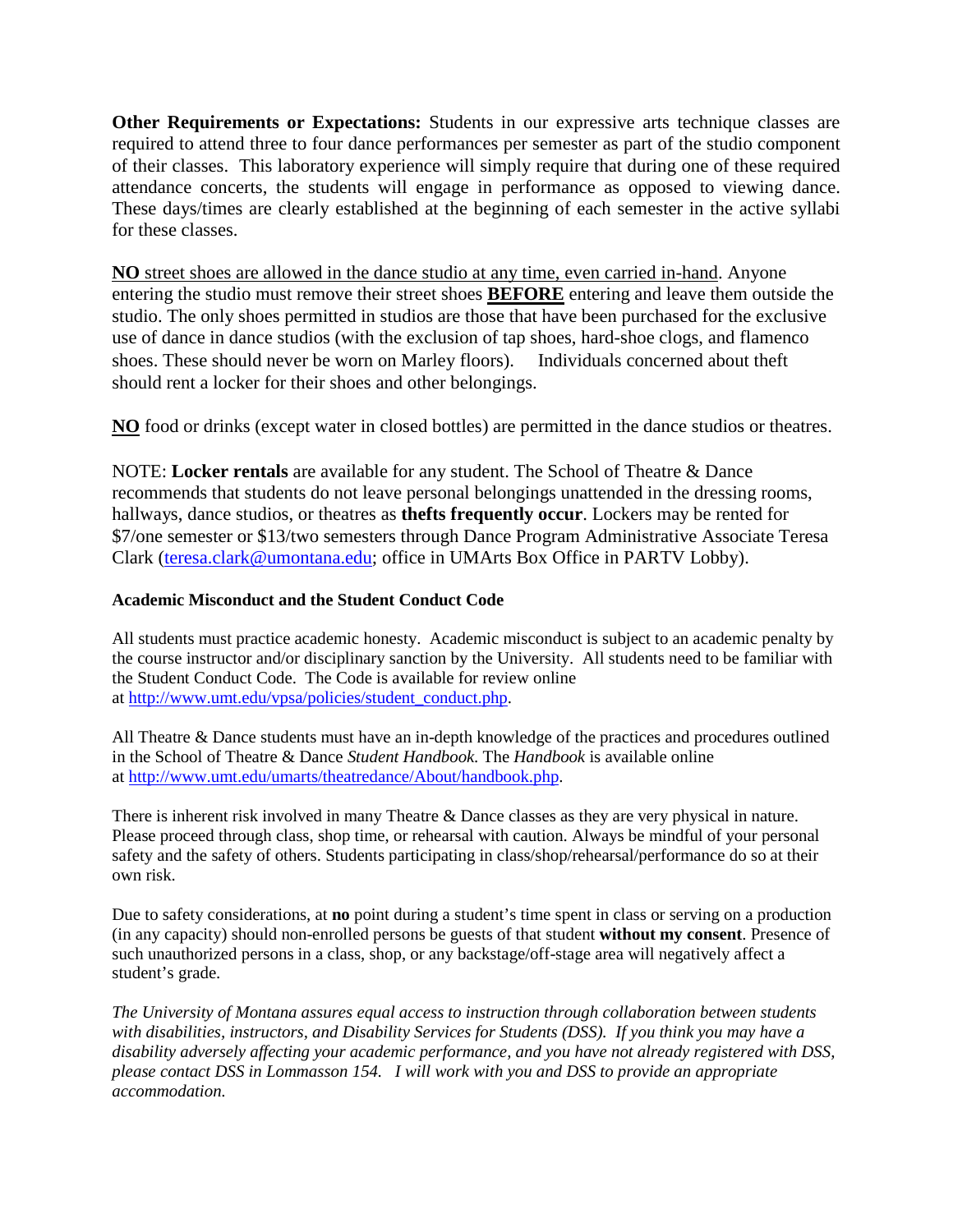**Other Requirements or Expectations:** Students in our expressive arts technique classes are required to attend three to four dance performances per semester as part of the studio component of their classes. This laboratory experience will simply require that during one of these required attendance concerts, the students will engage in performance as opposed to viewing dance. These days/times are clearly established at the beginning of each semester in the active syllabi for these classes.

**NO** street shoes are allowed in the dance studio at any time, even carried in-hand. Anyone entering the studio must remove their street shoes **BEFORE** entering and leave them outside the studio. The only shoes permitted in studios are those that have been purchased for the exclusive use of dance in dance studios (with the exclusion of tap shoes, hard-shoe clogs, and flamenco shoes. These should never be worn on Marley floors). Individuals concerned about theft should rent a locker for their shoes and other belongings.

**NO** food or drinks (except water in closed bottles) are permitted in the dance studios or theatres.

NOTE: **Locker rentals** are available for any student. The School of Theatre & Dance recommends that students do not leave personal belongings unattended in the dressing rooms, hallways, dance studios, or theatres as **thefts frequently occur**. Lockers may be rented for $7/one semester or $13/two semesters through Dance Program Administrative Associate Teresa Clark (teresa.clark@umontana.edu; office in UMArts Box Office in PARTV Lobby).

### Academic Misconduct and the Student Conduct Code

All students must practice academic honesty. Academic misconduct is subject to an academic penalty by the course instructor and/or disciplinary sanction by the University. All students need to be familiar with the Student Conduct Code. The Code is available for review online at http://www.umt.edu/vpsa/policies/student_conduct.php.

All Theatre & Dance students must have an in-depth knowledge of the practices and procedures outlined in the School of Theatre & Dance *Student Handbook.* The *Handbook* is available online at http://www.umt.edu/umarts/theatredance/About/handbook.php.

There is inherent risk involved in many Theatre & Dance classes as they are very physical in nature. Please proceed through class, shop time, or rehearsal with caution. Always be mindful of your personal safety and the safety of others. Students participating in class/shop/rehearsal/performance do so at their own risk.

Due to safety considerations, at **no** point during a student's time spent in class or serving on a production (in any capacity) should non-enrolled persons be guests of that student **without my consent**. Presence of such unauthorized persons in a class, shop, or any backstage/off-stage area will negatively affect a student's grade.

*The University of Montana assures equal access to instruction through collaboration between students with disabilities, instructors, and Disability Services for Students (DSS). If you think you may have a disability adversely affecting your academic performance, and you have not already registered with DSS, please contact DSS in Lommasson 154. I will work with you and DSS to provide an appropriate accommodation.*